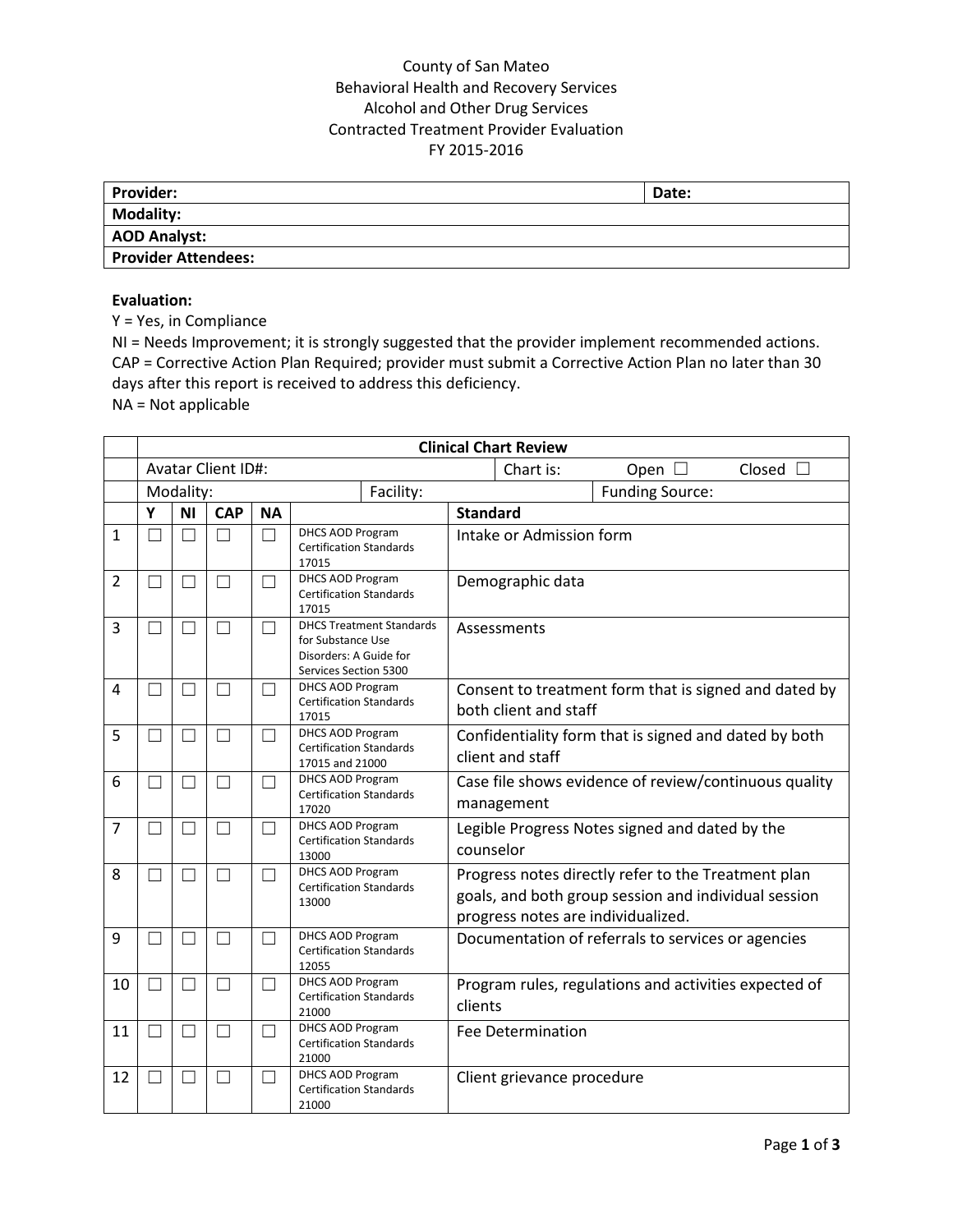County of San Mateo
Behavioral Health and Recovery Services
Alcohol and Other Drug Services
Contracted Treatment Provider Evaluation
FY 2015-2016

| **Provider:** | **Date:** |
|---|---|
| **Modality:** | |
| **AOD Analyst:** | |
| **Provider Attendees:** | |

**Evaluation:**
Y = Yes, in Compliance
NI = Needs Improvement; it is strongly suggested that the provider implement recommended actions.
CAP = Corrective Action Plan Required; provider must submit a Corrective Action Plan no later than 30 days after this report is received to address this deficiency.
NA = Not applicable

| | **Clinical Chart Review** | | | | | |
|---|---|---|---|---|---|---|
| | Avatar Client ID#: | | | | | Chart is: Open ☐ Closed ☐ |
| | Modality: | | | | Facility: | Funding Source: |
| | **Y** | **NI** | **CAP** | **NA** | | **Standard** |
| 1 | ☐ | ☐ | ☐ | ☐ | DHCS AOD Program Certification Standards 17015 | Intake or Admission form |
| 2 | ☐ | ☐ | ☐ | ☐ | DHCS AOD Program Certification Standards 17015 | Demographic data |
| 3 | ☐ | ☐ | ☐ | ☐ | DHCS Treatment Standards for Substance Use Disorders: A Guide for Services Section 5300 | Assessments |
| 4 | ☐ | ☐ | ☐ | ☐ | DHCS AOD Program Certification Standards 17015 | Consent to treatment form that is signed and dated by both client and staff |
| 5 | ☐ | ☐ | ☐ | ☐ | DHCS AOD Program Certification Standards 17015 and 21000 | Confidentiality form that is signed and dated by both client and staff |
| 6 | ☐ | ☐ | ☐ | ☐ | DHCS AOD Program Certification Standards 17020 | Case file shows evidence of review/continuous quality management |
| 7 | ☐ | ☐ | ☐ | ☐ | DHCS AOD Program Certification Standards 13000 | Legible Progress Notes signed and dated by the counselor |
| 8 | ☐ | ☐ | ☐ | ☐ | DHCS AOD Program Certification Standards 13000 | Progress notes directly refer to the Treatment plan goals, and both group session and individual session progress notes are individualized. |
| 9 | ☐ | ☐ | ☐ | ☐ | DHCS AOD Program Certification Standards 12055 | Documentation of referrals to services or agencies |
| 10 | ☐ | ☐ | ☐ | ☐ | DHCS AOD Program Certification Standards 21000 | Program rules, regulations and activities expected of clients |
| 11 | ☐ | ☐ | ☐ | ☐ | DHCS AOD Program Certification Standards 21000 | Fee Determination |
| 12 | ☐ | ☐ | ☐ | ☐ | DHCS AOD Program Certification Standards 21000 | Client grievance procedure |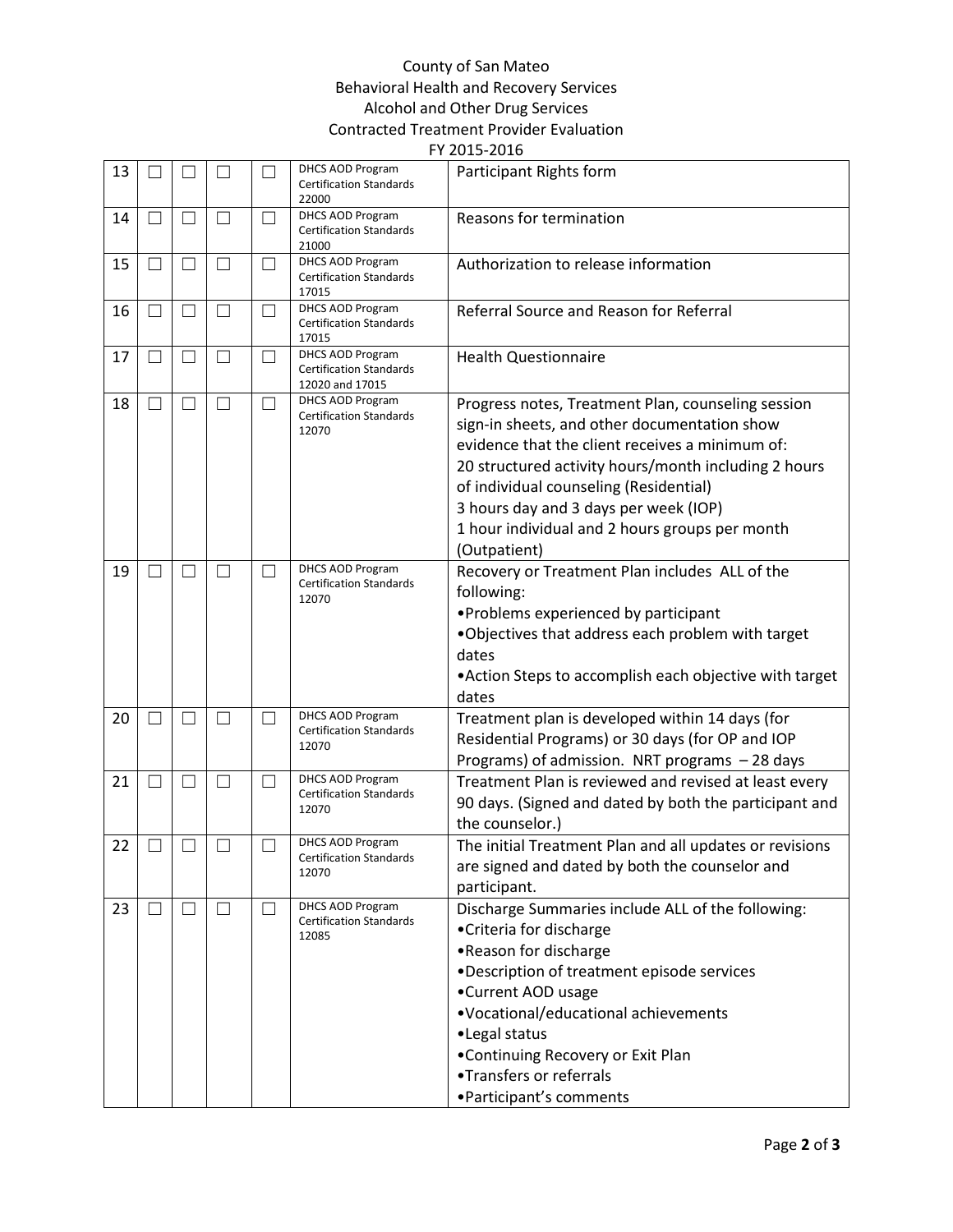County of San Mateo
Behavioral Health and Recovery Services
Alcohol and Other Drug Services
Contracted Treatment Provider Evaluation
FY 2015-2016

| | | | | | | |
|---|---|---|---|---|---|---|
| 13 | ☐ | ☐ | ☐ | ☐ | DHCS AOD Program Certification Standards 22000 | Participant Rights form |
| 14 | ☐ | ☐ | ☐ | ☐ | DHCS AOD Program Certification Standards 21000 | Reasons for termination |
| 15 | ☐ | ☐ | ☐ | ☐ | DHCS AOD Program Certification Standards 17015 | Authorization to release information |
| 16 | ☐ | ☐ | ☐ | ☐ | DHCS AOD Program Certification Standards 17015 | Referral Source and Reason for Referral |
| 17 | ☐ | ☐ | ☐ | ☐ | DHCS AOD Program Certification Standards 12020 and 17015 | Health Questionnaire |
| 18 | ☐ | ☐ | ☐ | ☐ | DHCS AOD Program Certification Standards 12070 | Progress notes, Treatment Plan, counseling session sign-in sheets, and other documentation show evidence that the client receives a minimum of:<br>20 structured activity hours/month including 2 hours of individual counseling (Residential)<br>3 hours day and 3 days per week (IOP)<br>1 hour individual and 2 hours groups per month (Outpatient) |
| 19 | ☐ | ☐ | ☐ | ☐ | DHCS AOD Program Certification Standards 12070 | Recovery or Treatment Plan includes ALL of the following:<br>•Problems experienced by participant<br>•Objectives that address each problem with target dates<br>•Action Steps to accomplish each objective with target dates |
| 20 | ☐ | ☐ | ☐ | ☐ | DHCS AOD Program Certification Standards 12070 | Treatment plan is developed within 14 days (for Residential Programs) or 30 days (for OP and IOP Programs) of admission. NRT programs – 28 days |
| 21 | ☐ | ☐ | ☐ | ☐ | DHCS AOD Program Certification Standards 12070 | Treatment Plan is reviewed and revised at least every 90 days. (Signed and dated by both the participant and the counselor.) |
| 22 | ☐ | ☐ | ☐ | ☐ | DHCS AOD Program Certification Standards 12070 | The initial Treatment Plan and all updates or revisions are signed and dated by both the counselor and participant. |
| 23 | ☐ | ☐ | ☐ | ☐ | DHCS AOD Program Certification Standards 12085 | Discharge Summaries include ALL of the following:<br>•Criteria for discharge<br>•Reason for discharge<br>•Description of treatment episode services<br>•Current AOD usage<br>•Vocational/educational achievements<br>•Legal status<br>•Continuing Recovery or Exit Plan<br>•Transfers or referrals<br>•Participant's comments |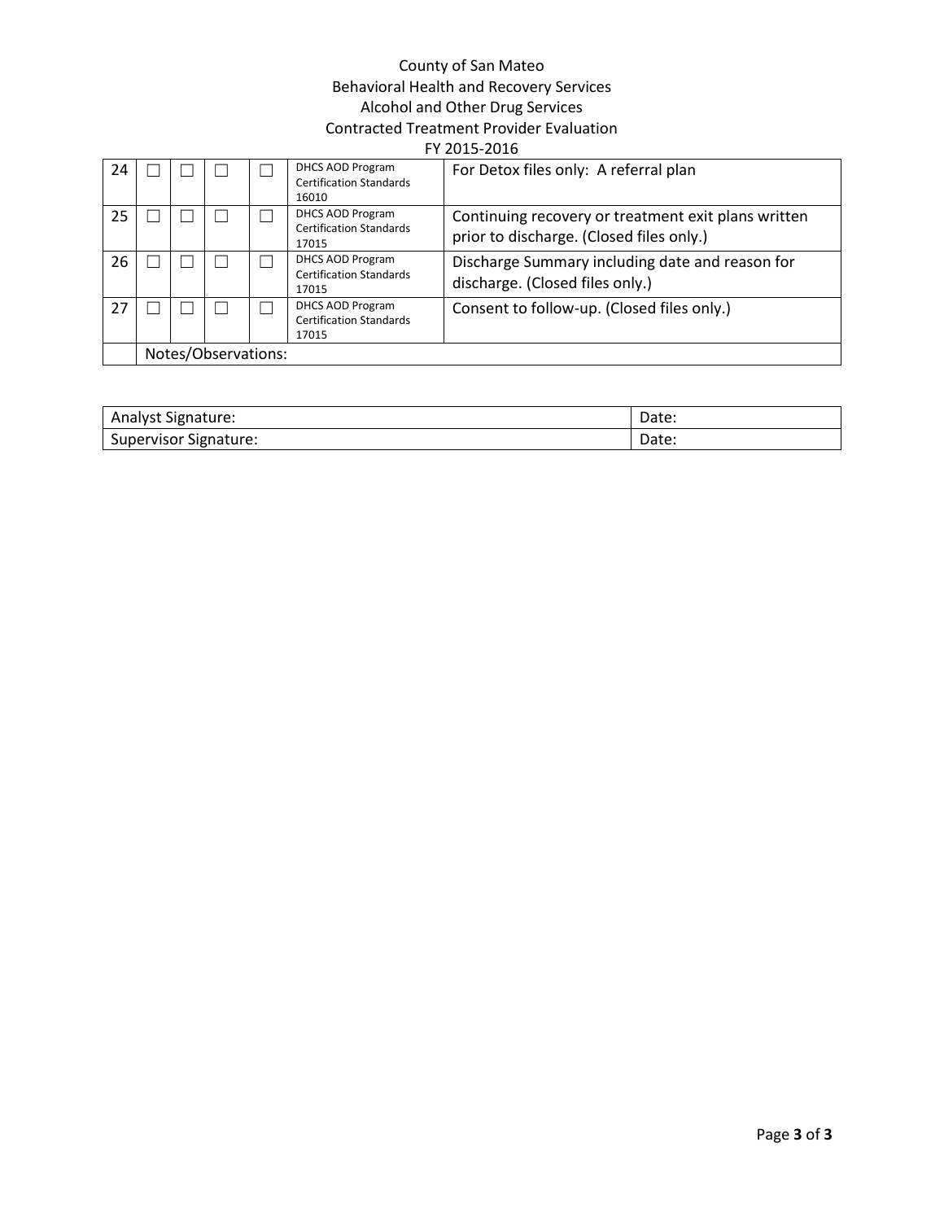County of San Mateo
Behavioral Health and Recovery Services
Alcohol and Other Drug Services
Contracted Treatment Provider Evaluation
FY 2015-2016

| | | | | | | |
|---|---|---|---|---|---|---|
| 24 | ☐ | ☐ | ☐ | ☐ | DHCS AOD Program Certification Standards 16010 | For Detox files only: A referral plan |
| 25 | ☐ | ☐ | ☐ | ☐ | DHCS AOD Program Certification Standards 17015 | Continuing recovery or treatment exit plans written prior to discharge. (Closed files only.) |
| 26 | ☐ | ☐ | ☐ | ☐ | DHCS AOD Program Certification Standards 17015 | Discharge Summary including date and reason for discharge. (Closed files only.) |
| 27 | ☐ | ☐ | ☐ | ☐ | DHCS AOD Program Certification Standards 17015 | Consent to follow-up. (Closed files only.) |
| | Notes/Observations: | | | | | |

| | |
|---|---|
| Analyst Signature: | Date: |
| Supervisor Signature: | Date: |